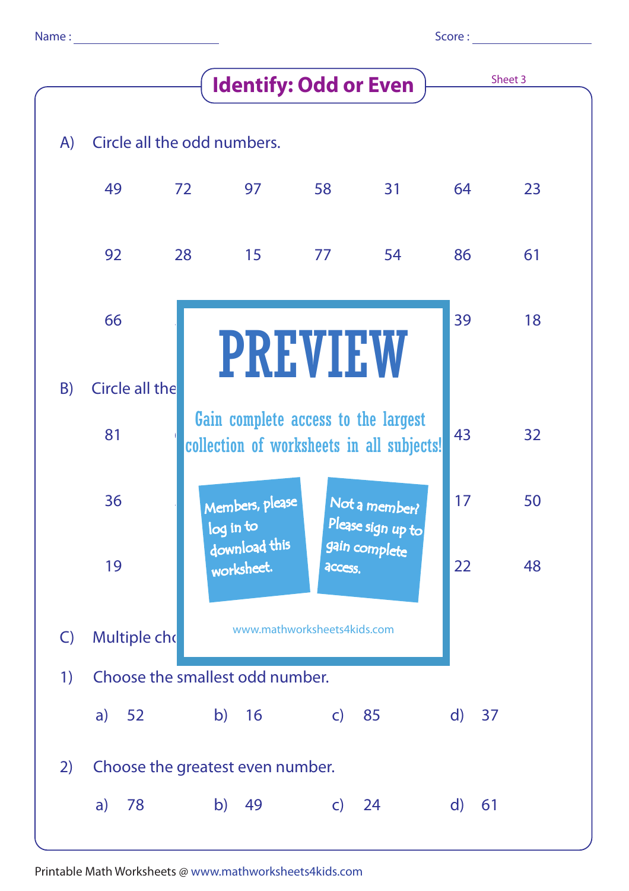Name : ____________________ Score : ____________________

# Identify: Odd or Even

Sheet 3

A) Circle all the odd numbers.

| 49 | 72 | 97 | 58 | 31 | 64 | 23 |
|---|---|---|---|---|---|---|
| 92 | 28 | 15 | 77 | 54 | 86 | 61 |
| 66 | | | | | 39 | 18 |

B) Circle all the

| 81 | | | | | 43 | 32 |
|---|---|---|---|---|---|---|
| 36 | | | | | 17 | 50 |
| 19 | | | | | 22 | 48 |

PREVIEW

Gain complete access to the largest collection of worksheets in all subjects!

Members, please log in to download this worksheet.

Not a member? Please sign up to gain complete access.

www.mathworksheets4kids.com

C) Multiple ch

1) Choose the smallest odd number.

a) 52 b) 16 c) 85 d) 37

2) Choose the greatest even number.

a) 78 b) 49 c) 24 d) 61

Printable Math Worksheets @ www.mathworksheets4kids.com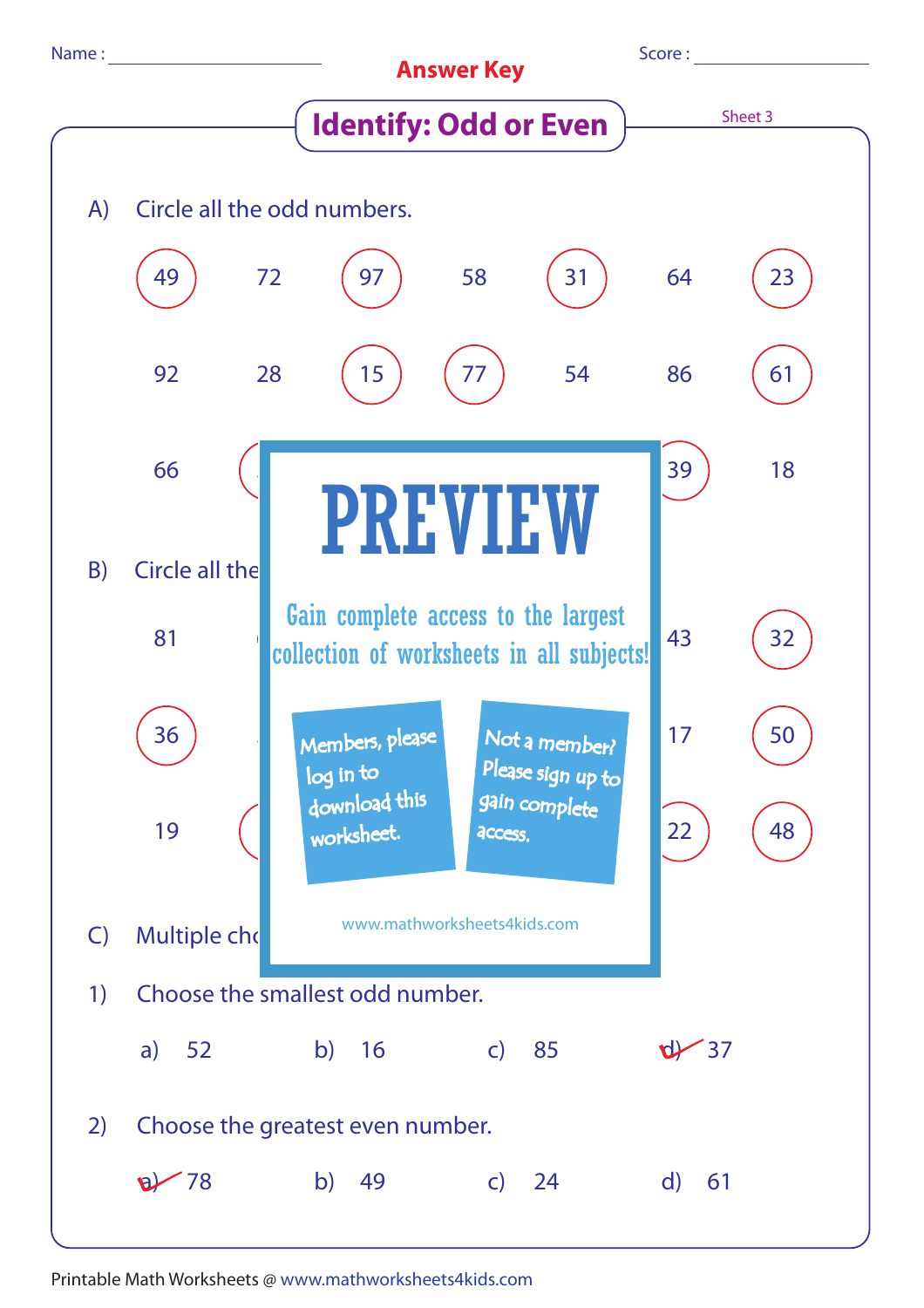Name : ____________________ **Answer Key** Score : ____________________

# Identify: Odd or Even

Sheet 3

A) Circle all the odd numbers.

| | | | | | | |
|---|---|---|---|---|---|---|
| (49) | 72 | (97) | 58 | (31) | 64 | (23) |
| 92 | 28 | (15) | (77) | 54 | 86 | (61) |
| 66 | | | | | (39) | 18 |

B) Circle all the

| | | | | | | |
|---|---|---|---|---|---|---|
| 81 | | | | | 43 | (32) |
| (36) | | | | | 17 | (50) |
| 19 | | | | | (22) | (48) |

PREVIEW

Gain complete access to the largest collection of worksheets in all subjects!

Members, please log in to download this worksheet.

Not a member? Please sign up to gain complete access.

www.mathworksheets4kids.com

C) Multiple ch

1) Choose the smallest odd number.

a) 52 b) 16 c) 85 d) 37 ✓

2) Choose the greatest even number.

a) 78 ✓ b) 49 c) 24 d) 61

Printable Math Worksheets @ www.mathworksheets4kids.com